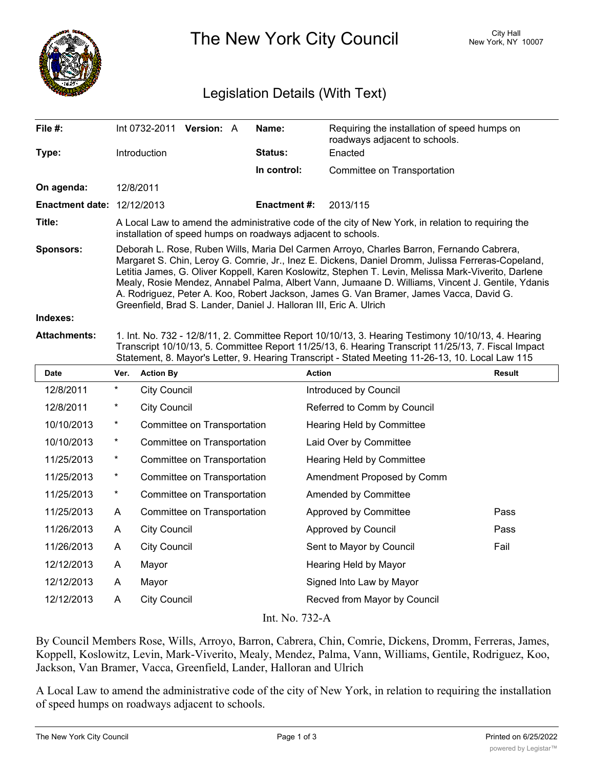# The New York City Council

City Hall
New York, NY 10007

## Legislation Details (With Text)

| | | | |
|---|---|---|---|
| **File #:** | Int 0732-2011 **Version:** A | **Name:** | Requiring the installation of speed humps on roadways adjacent to schools. |
| **Type:** | Introduction | **Status:** | Enacted |
| | | **In control:** | Committee on Transportation |
| **On agenda:** | 12/8/2011 | | |
| **Enactment date:** | 12/12/2013 | **Enactment #:** | 2013/115 |

**Title:** A Local Law to amend the administrative code of the city of New York, in relation to requiring the installation of speed humps on roadways adjacent to schools.

**Sponsors:** Deborah L. Rose, Ruben Wills, Maria Del Carmen Arroyo, Charles Barron, Fernando Cabrera, Margaret S. Chin, Leroy G. Comrie, Jr., Inez E. Dickens, Daniel Dromm, Julissa Ferreras-Copeland, Letitia James, G. Oliver Koppell, Karen Koslowitz, Stephen T. Levin, Melissa Mark-Viverito, Darlene Mealy, Rosie Mendez, Annabel Palma, Albert Vann, Jumaane D. Williams, Vincent J. Gentile, Ydanis A. Rodriguez, Peter A. Koo, Robert Jackson, James G. Van Bramer, James Vacca, David G. Greenfield, Brad S. Lander, Daniel J. Halloran III, Eric A. Ulrich

**Indexes:**

**Attachments:** 1. Int. No. 732 - 12/8/11, 2. Committee Report 10/10/13, 3. Hearing Testimony 10/10/13, 4. Hearing Transcript 10/10/13, 5. Committee Report 11/25/13, 6. Hearing Transcript 11/25/13, 7. Fiscal Impact Statement, 8. Mayor's Letter, 9. Hearing Transcript - Stated Meeting 11-26-13, 10. Local Law 115

| Date | Ver. | Action By | Action | Result |
|---|---|---|---|---|
| 12/8/2011 | * | City Council | Introduced by Council | |
| 12/8/2011 | * | City Council | Referred to Comm by Council | |
| 10/10/2013 | * | Committee on Transportation | Hearing Held by Committee | |
| 10/10/2013 | * | Committee on Transportation | Laid Over by Committee | |
| 11/25/2013 | * | Committee on Transportation | Hearing Held by Committee | |
| 11/25/2013 | * | Committee on Transportation | Amendment Proposed by Comm | |
| 11/25/2013 | * | Committee on Transportation | Amended by Committee | |
| 11/25/2013 | A | Committee on Transportation | Approved by Committee | Pass |
| 11/26/2013 | A | City Council | Approved by Council | Pass |
| 11/26/2013 | A | City Council | Sent to Mayor by Council | Fail |
| 12/12/2013 | A | Mayor | Hearing Held by Mayor | |
| 12/12/2013 | A | Mayor | Signed Into Law by Mayor | |
| 12/12/2013 | A | City Council | Recved from Mayor by Council | |

Int. No. 732-A

By Council Members Rose, Wills, Arroyo, Barron, Cabrera, Chin, Comrie, Dickens, Dromm, Ferreras, James, Koppell, Koslowitz, Levin, Mark-Viverito, Mealy, Mendez, Palma, Vann, Williams, Gentile, Rodriguez, Koo, Jackson, Van Bramer, Vacca, Greenfield, Lander, Halloran and Ulrich

A Local Law to amend the administrative code of the city of New York, in relation to requiring the installation of speed humps on roadways adjacent to schools.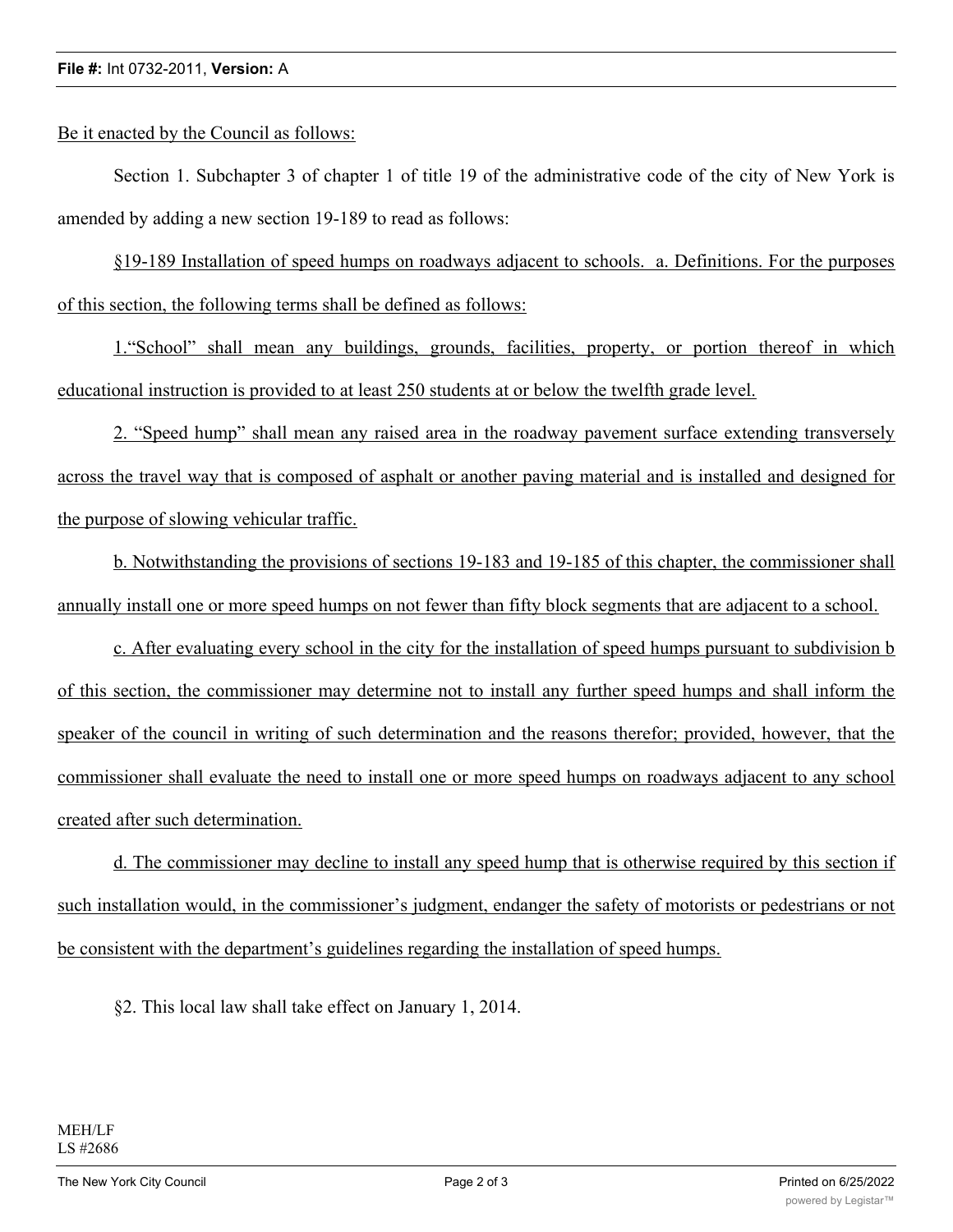Be it enacted by the Council as follows:

Section 1. Subchapter 3 of chapter 1 of title 19 of the administrative code of the city of New York is amended by adding a new section 19-189 to read as follows:

§19-189 Installation of speed humps on roadways adjacent to schools. a. Definitions. For the purposes of this section, the following terms shall be defined as follows:

1."School" shall mean any buildings, grounds, facilities, property, or portion thereof in which educational instruction is provided to at least 250 students at or below the twelfth grade level.

2. "Speed hump" shall mean any raised area in the roadway pavement surface extending transversely across the travel way that is composed of asphalt or another paving material and is installed and designed for the purpose of slowing vehicular traffic.

b. Notwithstanding the provisions of sections 19-183 and 19-185 of this chapter, the commissioner shall annually install one or more speed humps on not fewer than fifty block segments that are adjacent to a school.

c. After evaluating every school in the city for the installation of speed humps pursuant to subdivision b of this section, the commissioner may determine not to install any further speed humps and shall inform the speaker of the council in writing of such determination and the reasons therefor; provided, however, that the commissioner shall evaluate the need to install one or more speed humps on roadways adjacent to any school created after such determination.

d. The commissioner may decline to install any speed hump that is otherwise required by this section if such installation would, in the commissioner's judgment, endanger the safety of motorists or pedestrians or not be consistent with the department's guidelines regarding the installation of speed humps.

§2. This local law shall take effect on January 1, 2014.

MEH/LF
LS #2686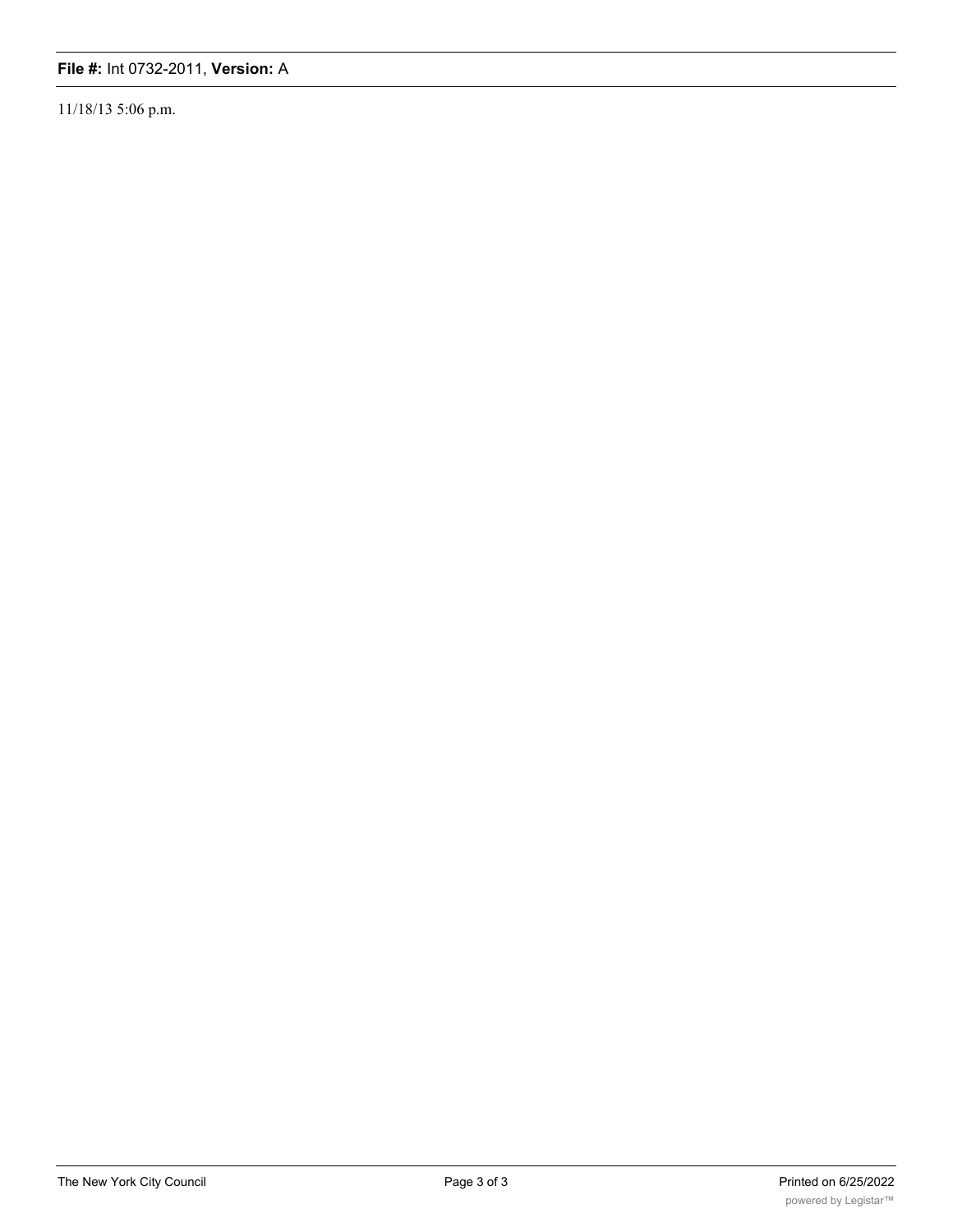11/18/13 5:06 p.m.